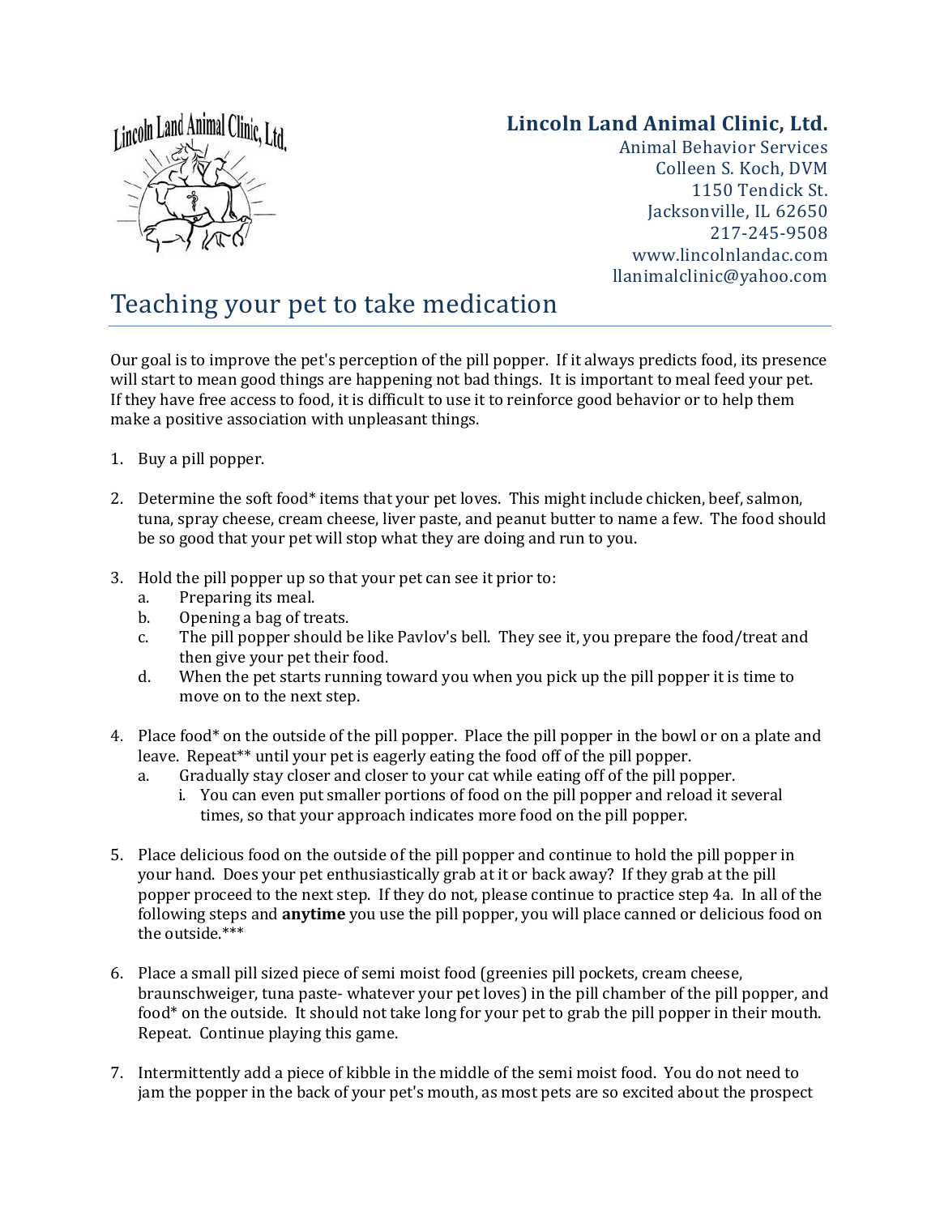**Lincoln Land Animal Clinic, Ltd.**

Animal Behavior Services
Colleen S. Koch, DVM
1150 Tendick St.
Jacksonville, IL 62650
217-245-9508
www.lincolnlandac.com
llanimalclinic@yahoo.com

# Teaching your pet to take medication

Our goal is to improve the pet's perception of the pill popper. If it always predicts food, its presence will start to mean good things are happening not bad things. It is important to meal feed your pet. If they have free access to food, it is difficult to use it to reinforce good behavior or to help them make a positive association with unpleasant things.

1. Buy a pill popper.

2. Determine the soft food* items that your pet loves. This might include chicken, beef, salmon, tuna, spray cheese, cream cheese, liver paste, and peanut butter to name a few. The food should be so good that your pet will stop what they are doing and run to you.

3. Hold the pill popper up so that your pet can see it prior to:
   a. Preparing its meal.
   b. Opening a bag of treats.
   c. The pill popper should be like Pavlov's bell. They see it, you prepare the food/treat and then give your pet their food.
   d. When the pet starts running toward you when you pick up the pill popper it is time to move on to the next step.

4. Place food* on the outside of the pill popper. Place the pill popper in the bowl or on a plate and leave. Repeat** until your pet is eagerly eating the food off of the pill popper.
   a. Gradually stay closer and closer to your cat while eating off of the pill popper.
      i. You can even put smaller portions of food on the pill popper and reload it several times, so that your approach indicates more food on the pill popper.

5. Place delicious food on the outside of the pill popper and continue to hold the pill popper in your hand. Does your pet enthusiastically grab at it or back away? If they grab at the pill popper proceed to the next step. If they do not, please continue to practice step 4a. In all of the following steps and **anytime** you use the pill popper, you will place canned or delicious food on the outside.***

6. Place a small pill sized piece of semi moist food (greenies pill pockets, cream cheese, braunschweiger, tuna paste- whatever your pet loves) in the pill chamber of the pill popper, and food* on the outside. It should not take long for your pet to grab the pill popper in their mouth. Repeat. Continue playing this game.

7. Intermittently add a piece of kibble in the middle of the semi moist food. You do not need to jam the popper in the back of your pet's mouth, as most pets are so excited about the prospect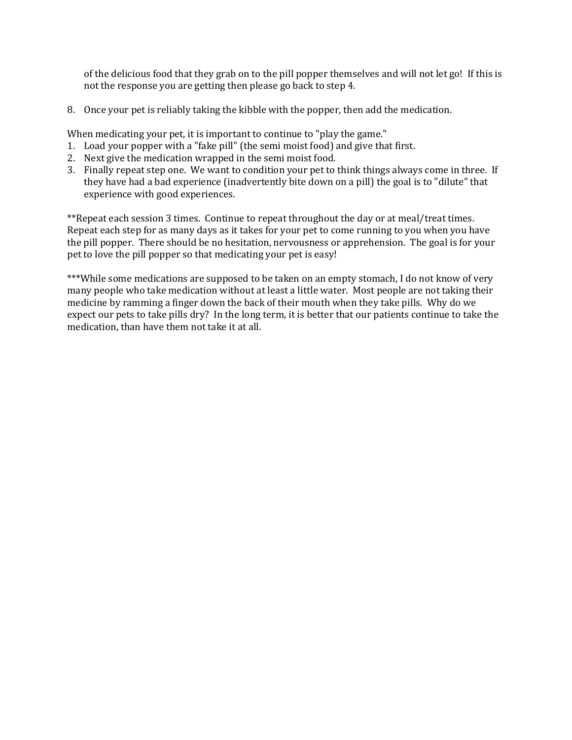of the delicious food that they grab on to the pill popper themselves and will not let go! If this is not the response you are getting then please go back to step 4.

8. Once your pet is reliably taking the kibble with the popper, then add the medication.

When medicating your pet, it is important to continue to "play the game."

1. Load your popper with a "fake pill" (the semi moist food) and give that first.
2. Next give the medication wrapped in the semi moist food.
3. Finally repeat step one. We want to condition your pet to think things always come in three. If they have had a bad experience (inadvertently bite down on a pill) the goal is to "dilute" that experience with good experiences.

**Repeat each session 3 times. Continue to repeat throughout the day or at meal/treat times. Repeat each step for as many days as it takes for your pet to come running to you when you have the pill popper. There should be no hesitation, nervousness or apprehension. The goal is for your pet to love the pill popper so that medicating your pet is easy!

***While some medications are supposed to be taken on an empty stomach, I do not know of very many people who take medication without at least a little water. Most people are not taking their medicine by ramming a finger down the back of their mouth when they take pills. Why do we expect our pets to take pills dry? In the long term, it is better that our patients continue to take the medication, than have them not take it at all.